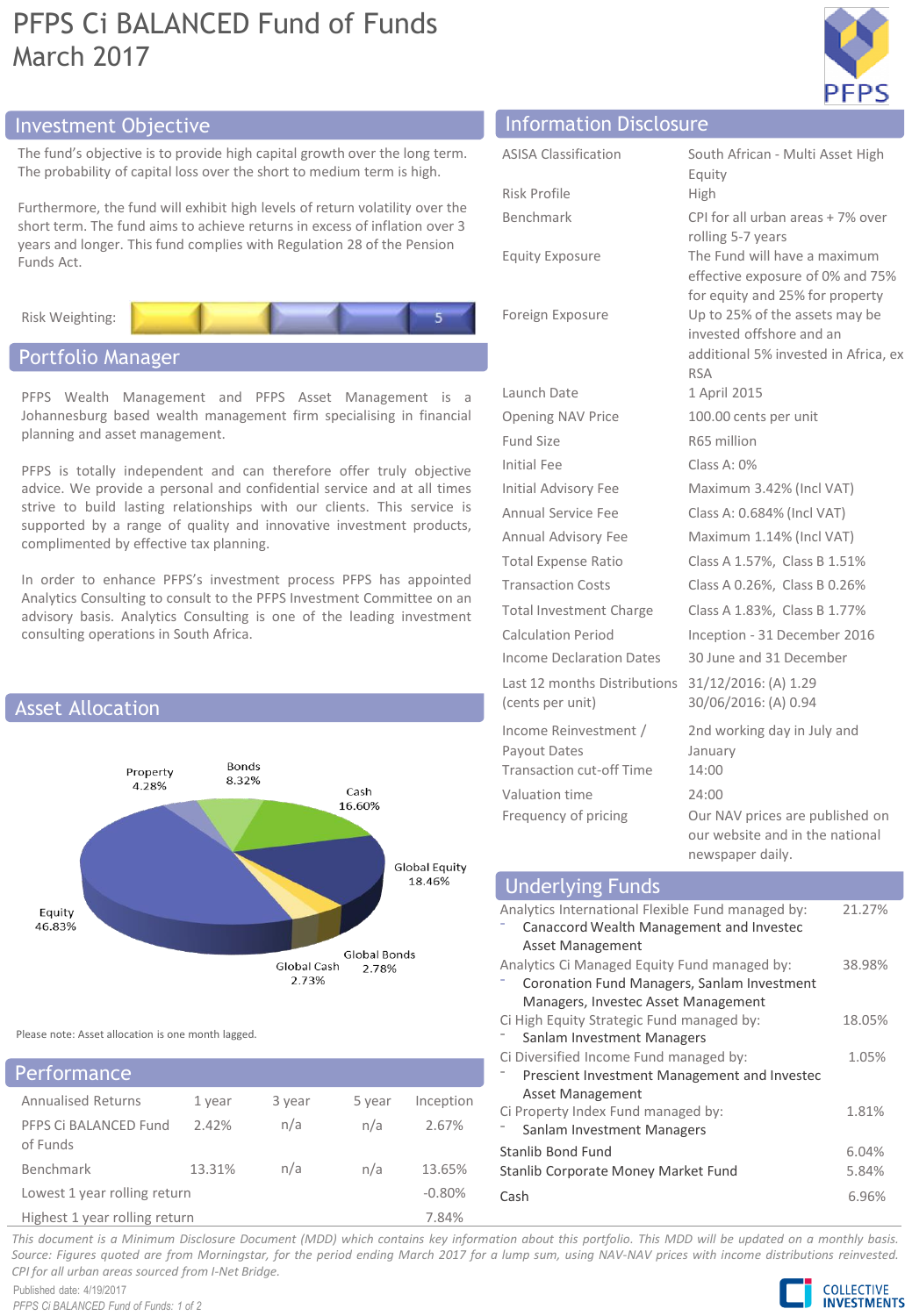# PFPS Ci BALANCED Fund of Funds
## March 2017

## Investment Objective

The fund's objective is to provide high capital growth over the long term. The probability of capital loss over the short to medium term is high.

Furthermore, the fund will exhibit high levels of return volatility over the short term. The fund aims to achieve returns in excess of inflation over 3 years and longer. This fund complies with Regulation 28 of the Pension Funds Act.

Risk Weighting: 5

## Portfolio Manager

PFPS Wealth Management and PFPS Asset Management is a Johannesburg based wealth management firm specialising in financial planning and asset management.

PFPS is totally independent and can therefore offer truly objective advice. We provide a personal and confidential service and at all times strive to build lasting relationships with our clients. This service is supported by a range of quality and innovative investment products, complimented by effective tax planning.

In order to enhance PFPS's investment process PFPS has appointed Analytics Consulting to consult to the PFPS Investment Committee on an advisory basis. Analytics Consulting is one of the leading investment consulting operations in South Africa.

## Asset Allocation

| Asset | Allocation |
|---|---|
| Equity | 46.83% |
| Property | 4.28% |
| Bonds | 8.32% |
| Cash | 16.60% |
| Global Equity | 18.46% |
| Global Bonds | 2.78% |
| Global Cash | 2.73% |

Please note: Asset allocation is one month lagged.

## Performance

| Annualised Returns | 1 year | 3 year | 5 year | Inception |
|---|---|---|---|---|
| PFPS Ci BALANCED Fund of Funds | 2.42% | n/a | n/a | 2.67% |
| Benchmark | 13.31% | n/a | n/a | 13.65% |
| Lowest 1 year rolling return | | | | -0.80% |
| Highest 1 year rolling return | | | | 7.84% |

## Information Disclosure

| | |
|---|---|
| ASISA Classification | South African - Multi Asset High Equity |
| Risk Profile | High |
| Benchmark | CPI for all urban areas + 7% over rolling 5-7 years |
| Equity Exposure | The Fund will have a maximum effective exposure of 0% and 75% for equity and 25% for property |
| Foreign Exposure | Up to 25% of the assets may be invested offshore and an additional 5% invested in Africa, ex RSA |
| Launch Date | 1 April 2015 |
| Opening NAV Price | 100.00 cents per unit |
| Fund Size | R65 million |
| Initial Fee | Class A: 0% |
| Initial Advisory Fee | Maximum 3.42% (Incl VAT) |
| Annual Service Fee | Class A: 0.684% (Incl VAT) |
| Annual Advisory Fee | Maximum 1.14% (Incl VAT) |
| Total Expense Ratio | Class A 1.57%, Class B 1.51% |
| Transaction Costs | Class A 0.26%, Class B 0.26% |
| Total Investment Charge | Class A 1.83%, Class B 1.77% |
| Calculation Period | Inception - 31 December 2016 |
| Income Declaration Dates | 30 June and 31 December |
| Last 12 months Distributions (cents per unit) | 31/12/2016: (A) 1.29<br>30/06/2016: (A) 0.94 |
| Income Reinvestment / Payout Dates | 2nd working day in July and January |
| Transaction cut-off Time | 14:00 |
| Valuation time | 24:00 |
| Frequency of pricing | Our NAV prices are published on our website and in the national newspaper daily. |

## Underlying Funds

| Fund | Weight |
|---|---|
| Analytics International Flexible Fund managed by:<br>- Canaccord Wealth Management and Investec Asset Management | 21.27% |
| Analytics Ci Managed Equity Fund managed by:<br>- Coronation Fund Managers, Sanlam Investment Managers, Investec Asset Management | 38.98% |
| Ci High Equity Strategic Fund managed by:<br>- Sanlam Investment Managers | 18.05% |
| Ci Diversified Income Fund managed by:<br>- Prescient Investment Management and Investec Asset Management | 1.05% |
| Ci Property Index Fund managed by:<br>- Sanlam Investment Managers | 1.81% |
| Stanlib Bond Fund | 6.04% |
| Stanlib Corporate Money Market Fund | 5.84% |
| Cash | 6.96% |

*This document is a Minimum Disclosure Document (MDD) which contains key information about this portfolio. This MDD will be updated on a monthly basis. Source: Figures quoted are from Morningstar, for the period ending March 2017 for a lump sum, using NAV-NAV prices with income distributions reinvested. CPI for all urban areas sourced from I-Net Bridge.*

Published date: 4/19/2017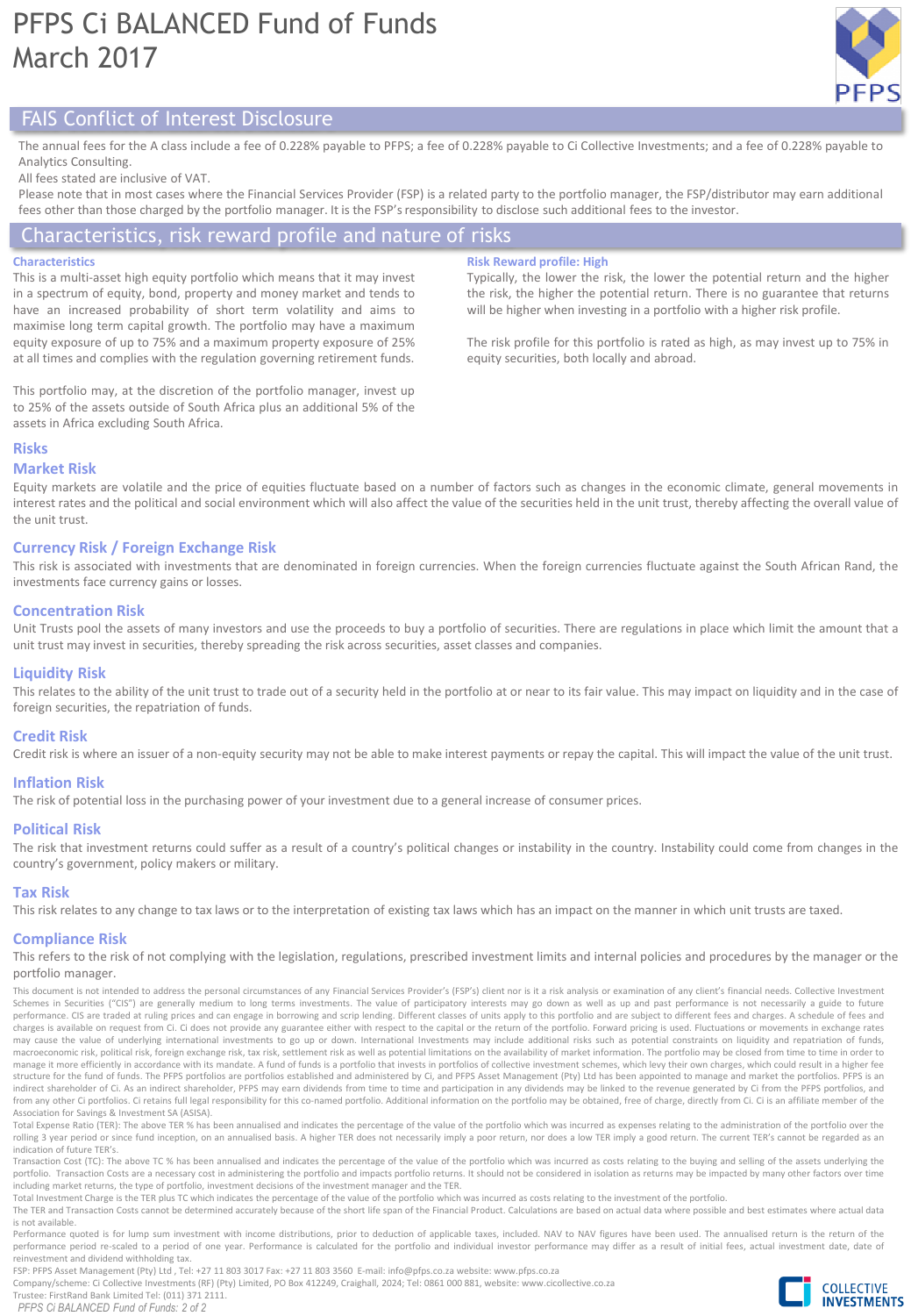# PFPS Ci BALANCED Fund of Funds
March 2017

## FAIS Conflict of Interest Disclosure

The annual fees for the A class include a fee of 0.228% payable to PFPS; a fee of 0.228% payable to Ci Collective Investments; and a fee of 0.228% payable to Analytics Consulting.

All fees stated are inclusive of VAT.

Please note that in most cases where the Financial Services Provider (FSP) is a related party to the portfolio manager, the FSP/distributor may earn additional fees other than those charged by the portfolio manager. It is the FSP's responsibility to disclose such additional fees to the investor.

## Characteristics, risk reward profile and nature of risks

### Characteristics

This is a multi-asset high equity portfolio which means that it may invest in a spectrum of equity, bond, property and money market and tends to have an increased probability of short term volatility and aims to maximise long term capital growth. The portfolio may have a maximum equity exposure of up to 75% and a maximum property exposure of 25% at all times and complies with the regulation governing retirement funds.

This portfolio may, at the discretion of the portfolio manager, invest up to 25% of the assets outside of South Africa plus an additional 5% of the assets in Africa excluding South Africa.

### Risk Reward profile: High

Typically, the lower the risk, the lower the potential return and the higher the risk, the higher the potential return. There is no guarantee that returns will be higher when investing in a portfolio with a higher risk profile.

The risk profile for this portfolio is rated as high, as may invest up to 75% in equity securities, both locally and abroad.

### Risks

### Market Risk

Equity markets are volatile and the price of equities fluctuate based on a number of factors such as changes in the economic climate, general movements in interest rates and the political and social environment which will also affect the value of the securities held in the unit trust, thereby affecting the overall value of the unit trust.

### Currency Risk / Foreign Exchange Risk

This risk is associated with investments that are denominated in foreign currencies. When the foreign currencies fluctuate against the South African Rand, the investments face currency gains or losses.

### Concentration Risk

Unit Trusts pool the assets of many investors and use the proceeds to buy a portfolio of securities. There are regulations in place which limit the amount that a unit trust may invest in securities, thereby spreading the risk across securities, asset classes and companies.

### Liquidity Risk

This relates to the ability of the unit trust to trade out of a security held in the portfolio at or near to its fair value. This may impact on liquidity and in the case of foreign securities, the repatriation of funds.

### Credit Risk

Credit risk is where an issuer of a non-equity security may not be able to make interest payments or repay the capital. This will impact the value of the unit trust.

### Inflation Risk

The risk of potential loss in the purchasing power of your investment due to a general increase of consumer prices.

### Political Risk

The risk that investment returns could suffer as a result of a country's political changes or instability in the country. Instability could come from changes in the country's government, policy makers or military.

### Tax Risk

This risk relates to any change to tax laws or to the interpretation of existing tax laws which has an impact on the manner in which unit trusts are taxed.

### Compliance Risk

This refers to the risk of not complying with the legislation, regulations, prescribed investment limits and internal policies and procedures by the manager or the portfolio manager.

This document is not intended to address the personal circumstances of any Financial Services Provider's (FSP's) client nor is it a risk analysis or examination of any client's financial needs. Collective Investment Schemes in Securities ("CIS") are generally medium to long terms investments. The value of participatory interests may go down as well as up and past performance is not necessarily a guide to future performance. CIS are traded at ruling prices and can engage in borrowing and scrip lending. Different classes of units apply to this portfolio and are subject to different fees and charges. A schedule of fees and charges is available on request from Ci. Ci does not provide any guarantee either with respect to the capital or the return of the portfolio. Forward pricing is used. Fluctuations or movements in exchange rates may cause the value of underlying international investments to go up or down. International Investments may include additional risks such as potential constraints on liquidity and repatriation of funds, macroeconomic risk, political risk, foreign exchange risk, tax risk, settlement risk as well as potential limitations on the availability of market information. The portfolio may be closed from time to time in order to manage it more efficiently in accordance with its mandate. A fund of funds is a portfolio that invests in portfolios of collective investment schemes, which levy their own charges, which could result in a higher fee structure for the fund of funds. The PFPS portfolios are portfolios established and administered by Ci, and PFPS Asset Management (Pty) Ltd has been appointed to manage and market the portfolios. PFPS is an indirect shareholder of Ci. As an indirect shareholder, PFPS may earn dividends from time to time and participation in any dividends may be linked to the revenue generated by Ci from the PFPS portfolios, and from any other Ci portfolios. Ci retains full legal responsibility for this co-named portfolio. Additional information on the portfolio may be obtained, free of charge, directly from Ci. Ci is an affiliate member of the Association for Savings & Investment SA (ASISA).

Total Expense Ratio (TER): The above TER % has been annualised and indicates the percentage of the value of the portfolio which was incurred as expenses relating to the administration of the portfolio over the rolling 3 year period or since fund inception, on an annualised basis. A higher TER does not necessarily imply a poor return, nor does a low TER imply a good return. The current TER's cannot be regarded as an indication of future TER's.

Transaction Cost (TC): The above TC % has been annualised and indicates the percentage of the value of the portfolio which was incurred as costs relating to the buying and selling of the assets underlying the portfolio. Transaction Costs are a necessary cost in administering the portfolio and impacts portfolio returns. It should not be considered in isolation as returns may be impacted by many other factors over time including market returns, the type of portfolio, investment decisions of the investment manager and the TER.

Total Investment Charge is the TER plus TC which indicates the percentage of the value of the portfolio which was incurred as costs relating to the investment of the portfolio.

The TER and Transaction Costs cannot be determined accurately because of the short life span of the Financial Product. Calculations are based on actual data where possible and best estimates where actual data is not available.

Performance quoted is for lump sum investment with income distributions, prior to deduction of applicable taxes, included. NAV to NAV figures have been used. The annualised return is the return of the performance period re-scaled to a period of one year. Performance is calculated for the portfolio and individual investor performance may differ as a result of initial fees, actual investment date, date of reinvestment and dividend withholding tax.

FSP: PFPS Asset Management (Pty) Ltd , Tel: +27 11 803 3017 Fax: +27 11 803 3560 E-mail: info@pfps.co.za website: www.pfps.co.za

Company/scheme: Ci Collective Investments (RF) (Pty) Limited, PO Box 412249, Craighall, 2024; Tel: 0861 000 881, website: www.cicollective.co.za

Trustee: FirstRand Bank Limited Tel: (011) 371 2111.